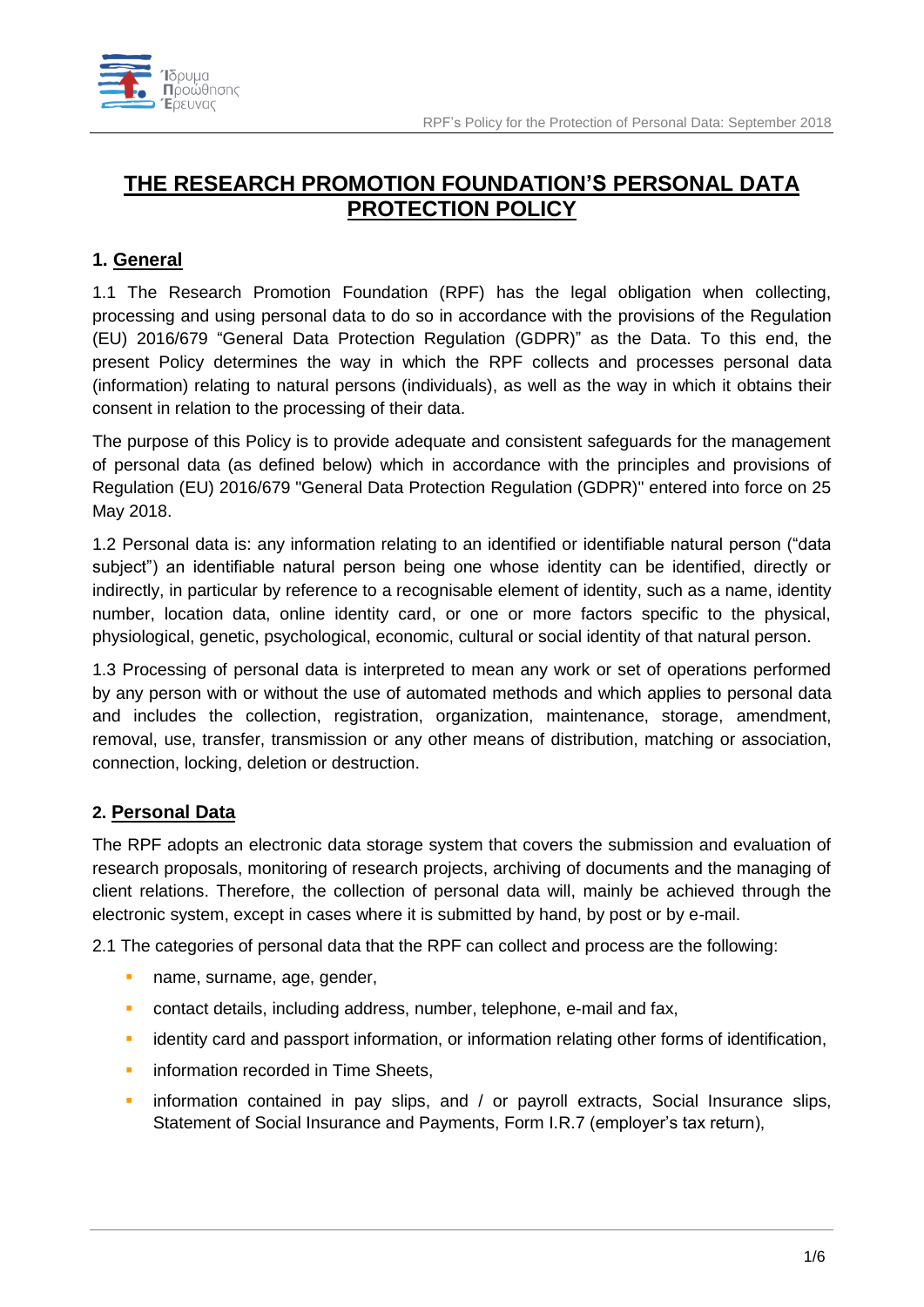# THE RESEARCH PROMOTION FOUNDATION'S PERSONAL DATA PROTECTION POLICY

## 1. General

1.1 The Research Promotion Foundation (RPF) has the legal obligation when collecting, processing and using personal data to do so in accordance with the provisions of the Regulation (EU) 2016/679 "General Data Protection Regulation (GDPR)" as the Data. To this end, the present Policy determines the way in which the RPF collects and processes personal data (information) relating to natural persons (individuals), as well as the way in which it obtains their consent in relation to the processing of their data.

The purpose of this Policy is to provide adequate and consistent safeguards for the management of personal data (as defined below) which in accordance with the principles and provisions of Regulation (EU) 2016/679 "General Data Protection Regulation (GDPR)" entered into force on 25 May 2018.

1.2 Personal data is: any information relating to an identified or identifiable natural person ("data subject") an identifiable natural person being one whose identity can be identified, directly or indirectly, in particular by reference to a recognisable element of identity, such as a name, identity number, location data, online identity card, or one or more factors specific to the physical, physiological, genetic, psychological, economic, cultural or social identity of that natural person.

1.3 Processing of personal data is interpreted to mean any work or set of operations performed by any person with or without the use of automated methods and which applies to personal data and includes the collection, registration, organization, maintenance, storage, amendment, removal, use, transfer, transmission or any other means of distribution, matching or association, connection, locking, deletion or destruction.

## 2. Personal Data

The RPF adopts an electronic data storage system that covers the submission and evaluation of research proposals, monitoring of research projects, archiving of documents and the managing of client relations. Therefore, the collection of personal data will, mainly be achieved through the electronic system, except in cases where it is submitted by hand, by post or by e-mail.

2.1 The categories of personal data that the RPF can collect and process are the following:

- name, surname, age, gender,
- contact details, including address, number, telephone, e-mail and fax,
- identity card and passport information, or information relating other forms of identification,
- information recorded in Time Sheets,
- information contained in pay slips, and / or payroll extracts, Social Insurance slips, Statement of Social Insurance and Payments, Form I.R.7 (employer's tax return),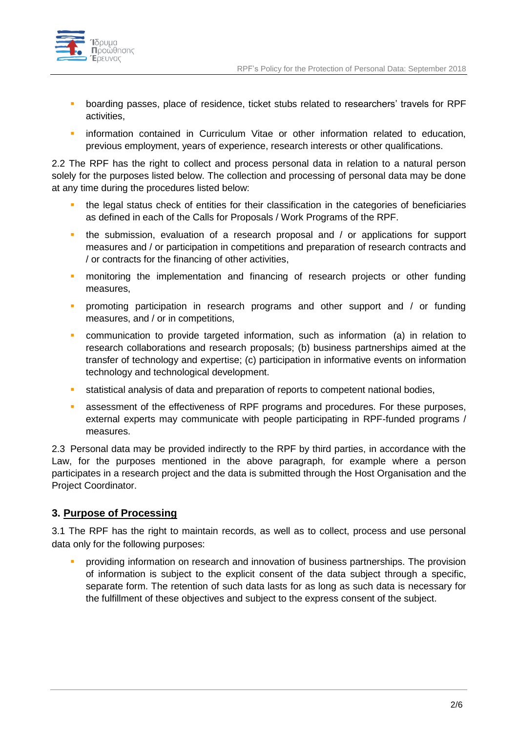- boarding passes, place of residence, ticket stubs related to researchers' travels for RPF activities,
- information contained in Curriculum Vitae or other information related to education, previous employment, years of experience, research interests or other qualifications.

2.2 The RPF has the right to collect and process personal data in relation to a natural person solely for the purposes listed below. The collection and processing of personal data may be done at any time during the procedures listed below:

- the legal status check of entities for their classification in the categories of beneficiaries as defined in each of the Calls for Proposals / Work Programs of the RPF.
- the submission, evaluation of a research proposal and / or applications for support measures and / or participation in competitions and preparation of research contracts and / or contracts for the financing of other activities,
- monitoring the implementation and financing of research projects or other funding measures,
- promoting participation in research programs and other support and / or funding measures, and / or in competitions,
- communication to provide targeted information, such as information (a) in relation to research collaborations and research proposals; (b) business partnerships aimed at the transfer of technology and expertise; (c) participation in informative events on information technology and technological development.
- statistical analysis of data and preparation of reports to competent national bodies,
- assessment of the effectiveness of RPF programs and procedures. For these purposes, external experts may communicate with people participating in RPF-funded programs / measures.

2.3 Personal data may be provided indirectly to the RPF by third parties, in accordance with the Law, for the purposes mentioned in the above paragraph, for example where a person participates in a research project and the data is submitted through the Host Organisation and the Project Coordinator.

## 3. Purpose of Processing

3.1 The RPF has the right to maintain records, as well as to collect, process and use personal data only for the following purposes:

- providing information on research and innovation of business partnerships. The provision of information is subject to the explicit consent of the data subject through a specific, separate form. The retention of such data lasts for as long as such data is necessary for the fulfillment of these objectives and subject to the express consent of the subject.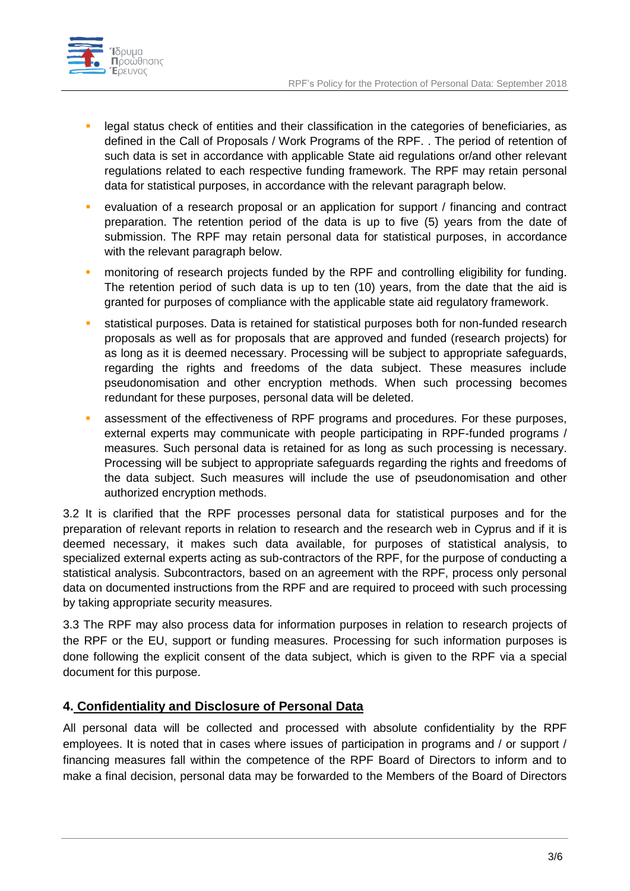- legal status check of entities and their classification in the categories of beneficiaries, as defined in the Call of Proposals / Work Programs of the RPF. . The period of retention of such data is set in accordance with applicable State aid regulations or/and other relevant regulations related to each respective funding framework. The RPF may retain personal data for statistical purposes, in accordance with the relevant paragraph below.
- evaluation of a research proposal or an application for support / financing and contract preparation. The retention period of the data is up to five (5) years from the date of submission. The RPF may retain personal data for statistical purposes, in accordance with the relevant paragraph below.
- monitoring of research projects funded by the RPF and controlling eligibility for funding. The retention period of such data is up to ten (10) years, from the date that the aid is granted for purposes of compliance with the applicable state aid regulatory framework.
- statistical purposes. Data is retained for statistical purposes both for non-funded research proposals as well as for proposals that are approved and funded (research projects) for as long as it is deemed necessary. Processing will be subject to appropriate safeguards, regarding the rights and freedoms of the data subject. These measures include pseudonomisation and other encryption methods. When such processing becomes redundant for these purposes, personal data will be deleted.
- assessment of the effectiveness of RPF programs and procedures. For these purposes, external experts may communicate with people participating in RPF-funded programs / measures. Such personal data is retained for as long as such processing is necessary. Processing will be subject to appropriate safeguards regarding the rights and freedoms of the data subject. Such measures will include the use of pseudonomisation and other authorized encryption methods.

3.2 It is clarified that the RPF processes personal data for statistical purposes and for the preparation of relevant reports in relation to research and the research web in Cyprus and if it is deemed necessary, it makes such data available, for purposes of statistical analysis, to specialized external experts acting as sub-contractors of the RPF, for the purpose of conducting a statistical analysis. Subcontractors, based on an agreement with the RPF, process only personal data on documented instructions from the RPF and are required to proceed with such processing by taking appropriate security measures.

3.3 The RPF may also process data for information purposes in relation to research projects of the RPF or the EU, support or funding measures. Processing for such information purposes is done following the explicit consent of the data subject, which is given to the RPF via a special document for this purpose.

## 4. Confidentiality and Disclosure of Personal Data

All personal data will be collected and processed with absolute confidentiality by the RPF employees. It is noted that in cases where issues of participation in programs and / or support / financing measures fall within the competence of the RPF Board of Directors to inform and to make a final decision, personal data may be forwarded to the Members of the Board of Directors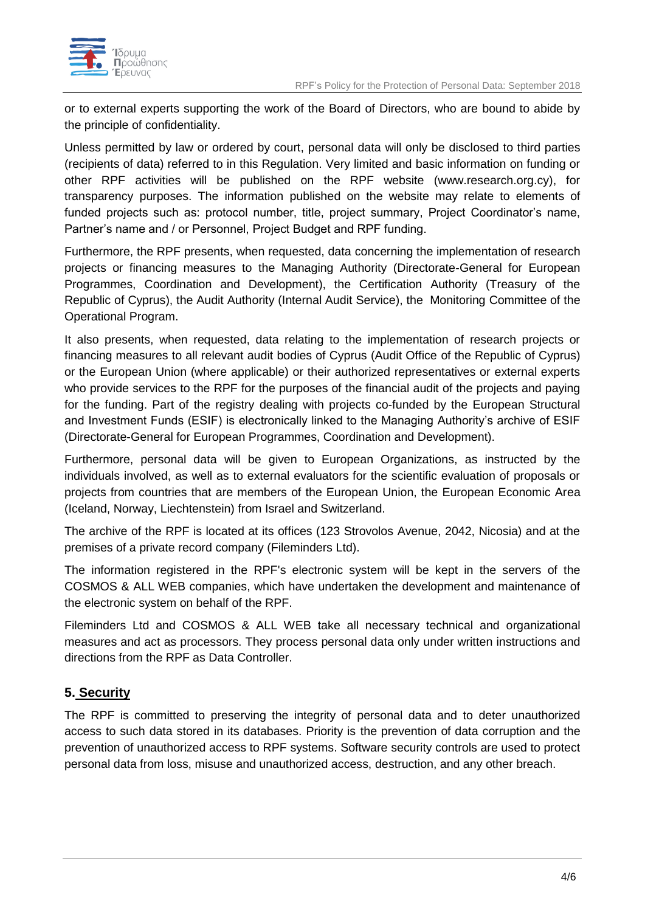or to external experts supporting the work of the Board of Directors, who are bound to abide by the principle of confidentiality.

Unless permitted by law or ordered by court, personal data will only be disclosed to third parties (recipients of data) referred to in this Regulation. Very limited and basic information on funding or other RPF activities will be published on the RPF website (www.research.org.cy), for transparency purposes. The information published on the website may relate to elements of funded projects such as: protocol number, title, project summary, Project Coordinator's name, Partner's name and / or Personnel, Project Budget and RPF funding.

Furthermore, the RPF presents, when requested, data concerning the implementation of research projects or financing measures to the Managing Authority (Directorate-General for European Programmes, Coordination and Development), the Certification Authority (Treasury of the Republic of Cyprus), the Audit Authority (Internal Audit Service), the Monitoring Committee of the Operational Program.

It also presents, when requested, data relating to the implementation of research projects or financing measures to all relevant audit bodies of Cyprus (Audit Office of the Republic of Cyprus) or the European Union (where applicable) or their authorized representatives or external experts who provide services to the RPF for the purposes of the financial audit of the projects and paying for the funding. Part of the registry dealing with projects co-funded by the European Structural and Investment Funds (ESIF) is electronically linked to the Managing Authority's archive of ESIF (Directorate-General for European Programmes, Coordination and Development).

Furthermore, personal data will be given to European Organizations, as instructed by the individuals involved, as well as to external evaluators for the scientific evaluation of proposals or projects from countries that are members of the European Union, the European Economic Area (Iceland, Norway, Liechtenstein) from Israel and Switzerland.

The archive of the RPF is located at its offices (123 Strovolos Avenue, 2042, Nicosia) and at the premises of a private record company (Fileminders Ltd).

The information registered in the RPF's electronic system will be kept in the servers of the COSMOS & ALL WEB companies, which have undertaken the development and maintenance of the electronic system on behalf of the RPF.

Fileminders Ltd and COSMOS & ALL WEB take all necessary technical and organizational measures and act as processors. They process personal data only under written instructions and directions from the RPF as Data Controller.

## 5. Security

The RPF is committed to preserving the integrity of personal data and to deter unauthorized access to such data stored in its databases. Priority is the prevention of data corruption and the prevention of unauthorized access to RPF systems. Software security controls are used to protect personal data from loss, misuse and unauthorized access, destruction, and any other breach.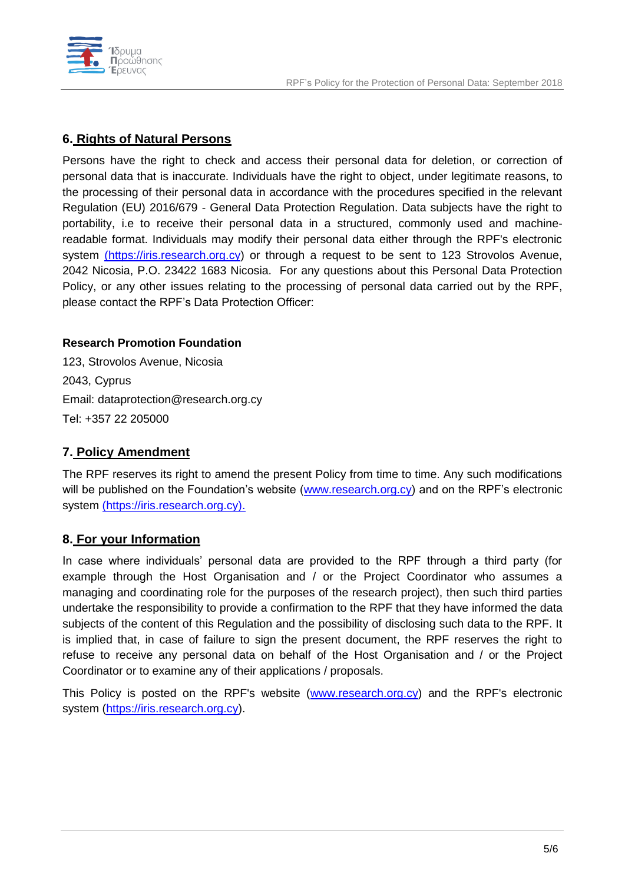## 6. Rights of Natural Persons

Persons have the right to check and access their personal data for deletion, or correction of personal data that is inaccurate. Individuals have the right to object, under legitimate reasons, to the processing of their personal data in accordance with the procedures specified in the relevant Regulation (EU) 2016/679 - General Data Protection Regulation. Data subjects have the right to portability, i.e to receive their personal data in a structured, commonly used and machine-readable format. Individuals may modify their personal data either through the RPF's electronic system (https://iris.research.org.cy) or through a request to be sent to 123 Strovolos Avenue, 2042 Nicosia, P.O. 23422 1683 Nicosia. For any questions about this Personal Data Protection Policy, or any other issues relating to the processing of personal data carried out by the RPF, please contact the RPF's Data Protection Officer:

**Research Promotion Foundation**

123, Strovolos Avenue, Nicosia

2043, Cyprus

Email: dataprotection@research.org.cy

Tel: +357 22 205000

## 7. Policy Amendment

The RPF reserves its right to amend the present Policy from time to time. Any such modifications will be published on the Foundation's website (www.research.org.cy) and on the RPF's electronic system (https://iris.research.org.cy).

## 8. For your Information

In case where individuals' personal data are provided to the RPF through a third party (for example through the Host Organisation and / or the Project Coordinator who assumes a managing and coordinating role for the purposes of the research project), then such third parties undertake the responsibility to provide a confirmation to the RPF that they have informed the data subjects of the content of this Regulation and the possibility of disclosing such data to the RPF. It is implied that, in case of failure to sign the present document, the RPF reserves the right to refuse to receive any personal data on behalf of the Host Organisation and / or the Project Coordinator or to examine any of their applications / proposals.

This Policy is posted on the RPF's website (www.research.org.cy) and the RPF's electronic system (https://iris.research.org.cy).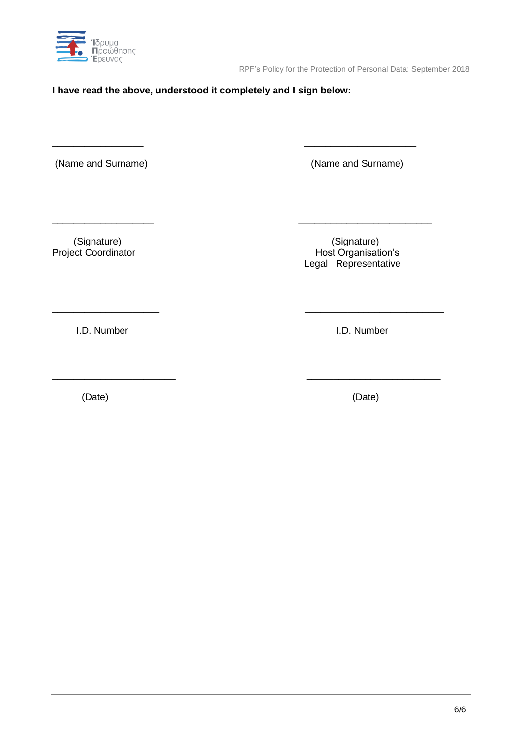**I have read the above, understood it completely and I sign below:**

| | |
|---|---|
| \_\_\_\_\_\_\_\_\_\_\_\_\_\_\_\_\_ | \_\_\_\_\_\_\_\_\_\_\_\_\_\_\_\_\_\_\_\_\_ |
| (Name and Surname) | (Name and Surname) |
| \_\_\_\_\_\_\_\_\_\_\_\_\_\_\_\_\_\_\_ | \_\_\_\_\_\_\_\_\_\_\_\_\_\_\_\_\_\_\_\_\_\_\_\_\_ |
| (Signature)<br>Project Coordinator | (Signature)<br>Host Organisation's<br>Legal Representative |
| \_\_\_\_\_\_\_\_\_\_\_\_\_\_\_\_\_\_\_\_ | \_\_\_\_\_\_\_\_\_\_\_\_\_\_\_\_\_\_\_\_\_\_\_\_\_\_ |
| I.D. Number | I.D. Number |
| \_\_\_\_\_\_\_\_\_\_\_\_\_\_\_\_\_\_\_\_\_\_\_ | \_\_\_\_\_\_\_\_\_\_\_\_\_\_\_\_\_\_\_\_\_\_\_\_\_ |
| (Date) | (Date) |